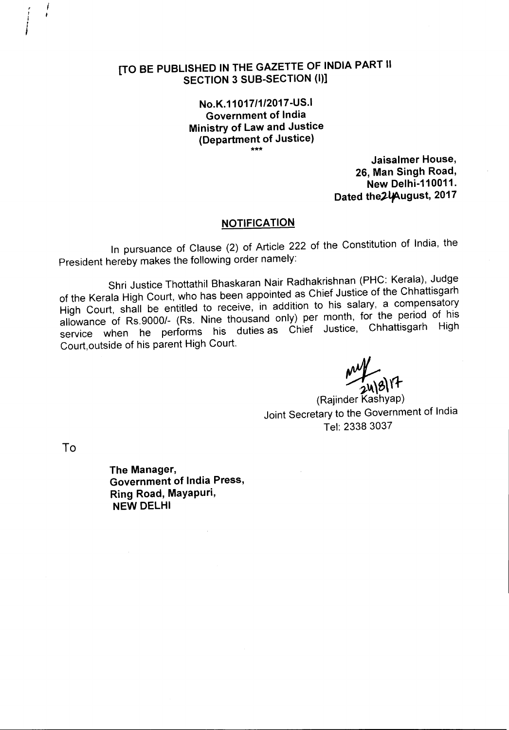**[TO BE PUBLISHED IN THE GAZETTE OF INDIA PART II SECTION 3 SUB-SECTION (I)]**

**No.K.11017/1/2017-US.I**
**Government of India**
**Ministry of Law and Justice**
**(Department of Justice)**

\*\*\*

**Jaisalmer House,**
**26, Man Singh Road,**
**New Delhi-110011.**
**Dated the 24 August, 2017**

## NOTIFICATION

In pursuance of Clause (2) of Article 222 of the Constitution of India, the President hereby makes the following order namely:

Shri Justice Thottathil Bhaskaran Nair Radhakrishnan (PHC: Kerala), Judge of the Kerala High Court, who has been appointed as Chief Justice of the Chhattisgarh High Court, shall be entitled to receive, in addition to his salary, a compensatory allowance of Rs.9000/- (Rs. Nine thousand only) per month, for the period of his service when he performs his duties as Chief Justice, Chhattisgarh High Court,outside of his parent High Court.

24/8/17

(Rajinder Kashyap)
Joint Secretary to the Government of India
Tel: 2338 3037

To

**The Manager,**
**Government of India Press,**
**Ring Road, Mayapuri,**
**NEW DELHI**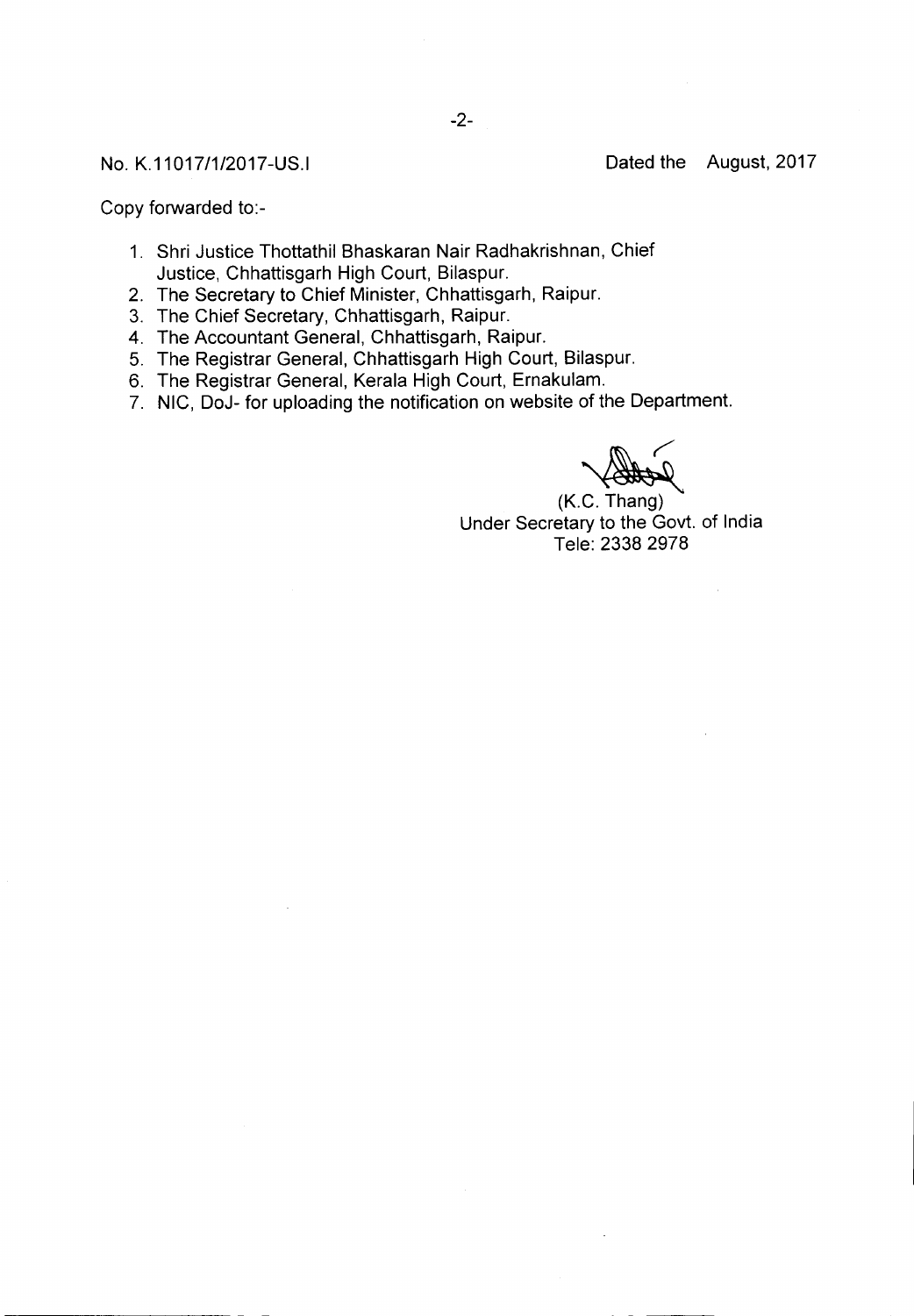No. K.11017/1/2017-US.I

Dated the August, 2017

Copy forwarded to:-

1. Shri Justice Thottathil Bhaskaran Nair Radhakrishnan, Chief Justice, Chhattisgarh High Court, Bilaspur.
2. The Secretary to Chief Minister, Chhattisgarh, Raipur.
3. The Chief Secretary, Chhattisgarh, Raipur.
4. The Accountant General, Chhattisgarh, Raipur.
5. The Registrar General, Chhattisgarh High Court, Bilaspur.
6. The Registrar General, Kerala High Court, Ernakulam.
7. NIC, DoJ- for uploading the notification on website of the Department.

(K.C. Thang)
Under Secretary to the Govt. of India
Tele: 2338 2978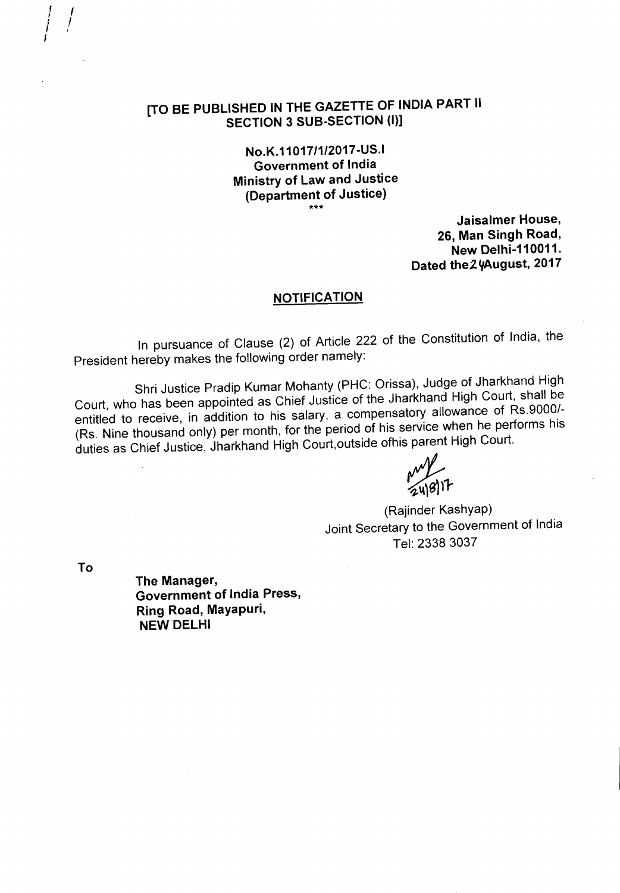**[TO BE PUBLISHED IN THE GAZETTE OF INDIA PART II SECTION 3 SUB-SECTION (I)]**

**No.K.11017/1/2017-US.I**
**Government of India**
**Ministry of Law and Justice**
**(Department of Justice)**
\*\*\*

**Jaisalmer House,**
**26, Man Singh Road,**
**New Delhi-110011.**
**Dated the 24 August, 2017**

## NOTIFICATION

In pursuance of Clause (2) of Article 222 of the Constitution of India, the President hereby makes the following order namely:

Shri Justice Pradip Kumar Mohanty (PHC: Orissa), Judge of Jharkhand High Court, who has been appointed as Chief Justice of the Jharkhand High Court, shall be entitled to receive, in addition to his salary, a compensatory allowance of Rs.9000/- (Rs. Nine thousand only) per month, for the period of his service when he performs his duties as Chief Justice, Jharkhand High Court,outside ofhis parent High Court.

24/8/17

(Rajinder Kashyap)
Joint Secretary to the Government of India
Tel: 2338 3037

To

**The Manager,**
**Government of India Press,**
**Ring Road, Mayapuri,**
**NEW DELHI**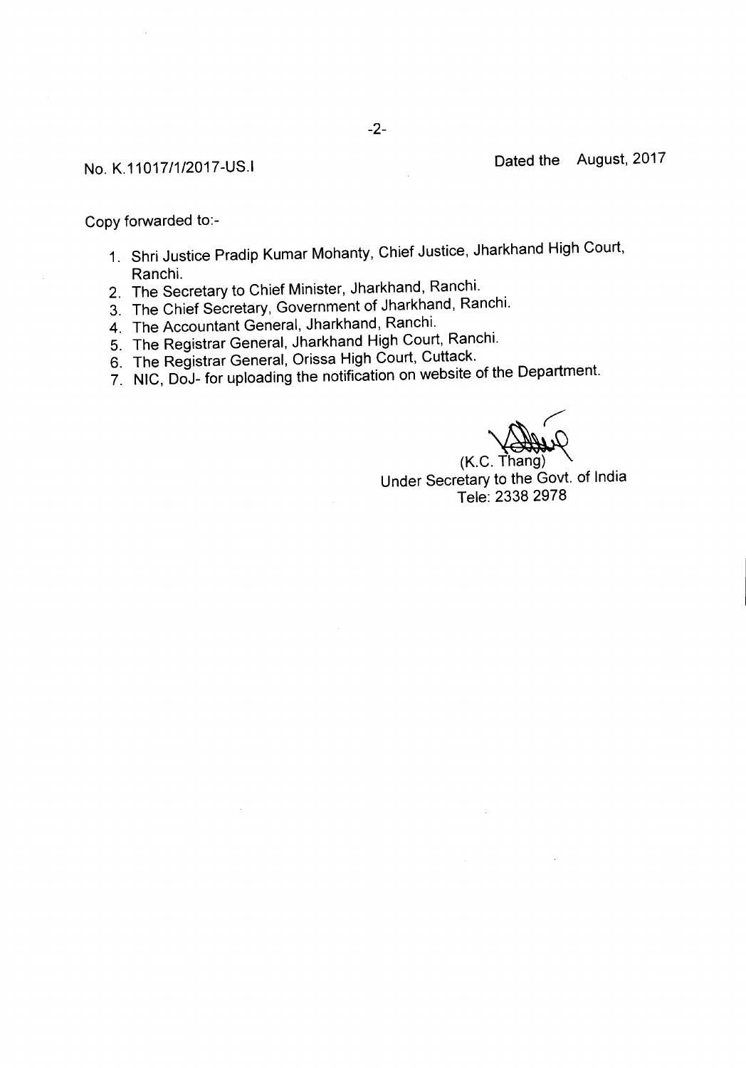No. K.11017/1/2017-US.I

Dated the August, 2017

Copy forwarded to:-

1. Shri Justice Pradip Kumar Mohanty, Chief Justice, Jharkhand High Court, Ranchi.
2. The Secretary to Chief Minister, Jharkhand, Ranchi.
3. The Chief Secretary, Government of Jharkhand, Ranchi.
4. The Accountant General, Jharkhand, Ranchi.
5. The Registrar General, Jharkhand High Court, Ranchi.
6. The Registrar General, Orissa High Court, Cuttack.
7. NIC, DoJ- for uploading the notification on website of the Department.

(K.C. Thang)
Under Secretary to the Govt. of India
Tele: 2338 2978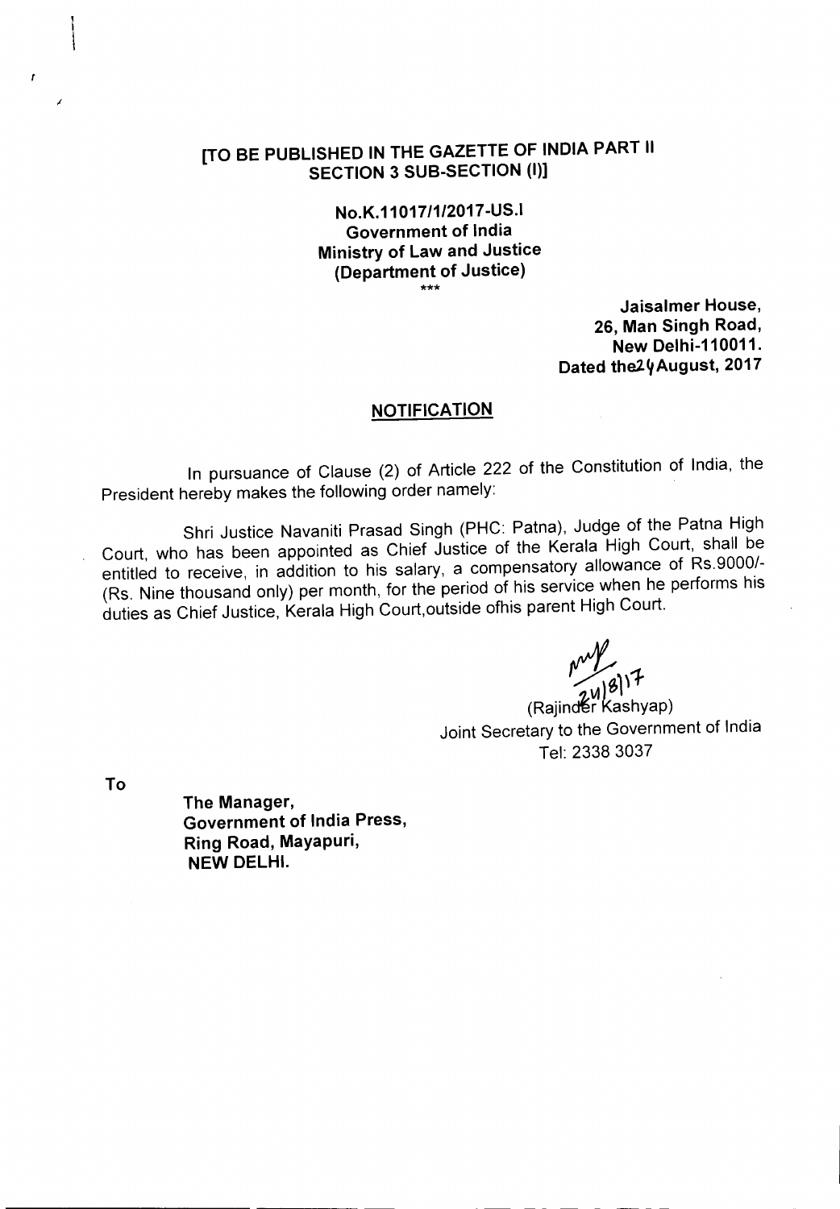**[TO BE PUBLISHED IN THE GAZETTE OF INDIA PART II SECTION 3 SUB-SECTION (I)]**

**No.K.11017/1/2017-US.I**
**Government of India**
**Ministry of Law and Justice**
**(Department of Justice)**

\*\*\*

**Jaisalmer House,**
**26, Man Singh Road,**
**New Delhi-110011.**
**Dated the 24 August, 2017**

## NOTIFICATION

In pursuance of Clause (2) of Article 222 of the Constitution of India, the President hereby makes the following order namely:

Shri Justice Navaniti Prasad Singh (PHC: Patna), Judge of the Patna High Court, who has been appointed as Chief Justice of the Kerala High Court, shall be entitled to receive, in addition to his salary, a compensatory allowance of Rs.9000/- (Rs. Nine thousand only) per month, for the period of his service when he performs his duties as Chief Justice, Kerala High Court,outside ofhis parent High Court.

24/8/17

(Rajinder Kashyap)
Joint Secretary to the Government of India
Tel: 2338 3037

To

**The Manager,**
**Government of India Press,**
**Ring Road, Mayapuri,**
**NEW DELHI.**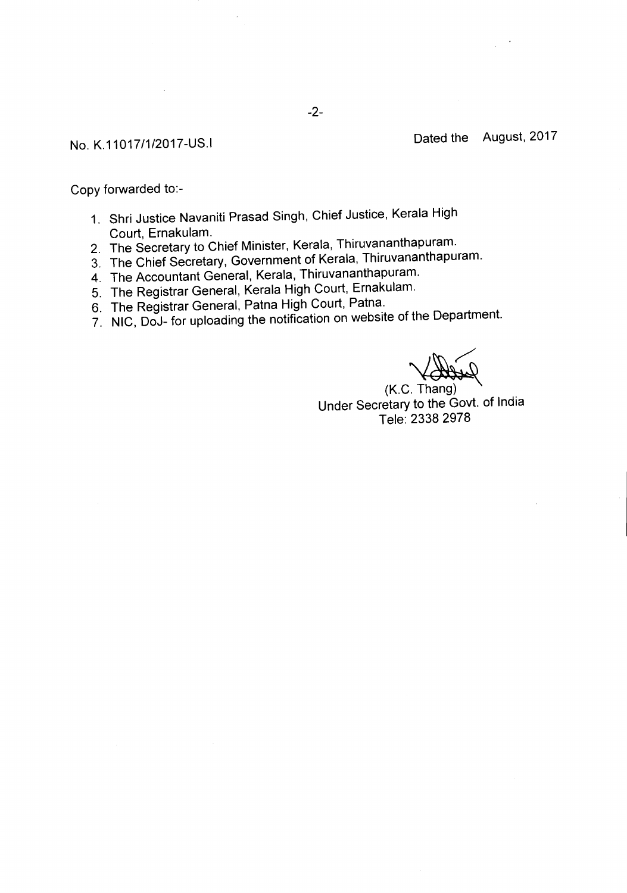No. K.11017/1/2017-US.I

Dated the August, 2017

Copy forwarded to:-

1. Shri Justice Navaniti Prasad Singh, Chief Justice, Kerala High Court, Ernakulam.
2. The Secretary to Chief Minister, Kerala, Thiruvananthapuram.
3. The Chief Secretary, Government of Kerala, Thiruvananthapuram.
4. The Accountant General, Kerala, Thiruvananthapuram.
5. The Registrar General, Kerala High Court, Ernakulam.
6. The Registrar General, Patna High Court, Patna.
7. NIC, DoJ- for uploading the notification on website of the Department.

(K.C. Thang)
Under Secretary to the Govt. of India
Tele: 2338 2978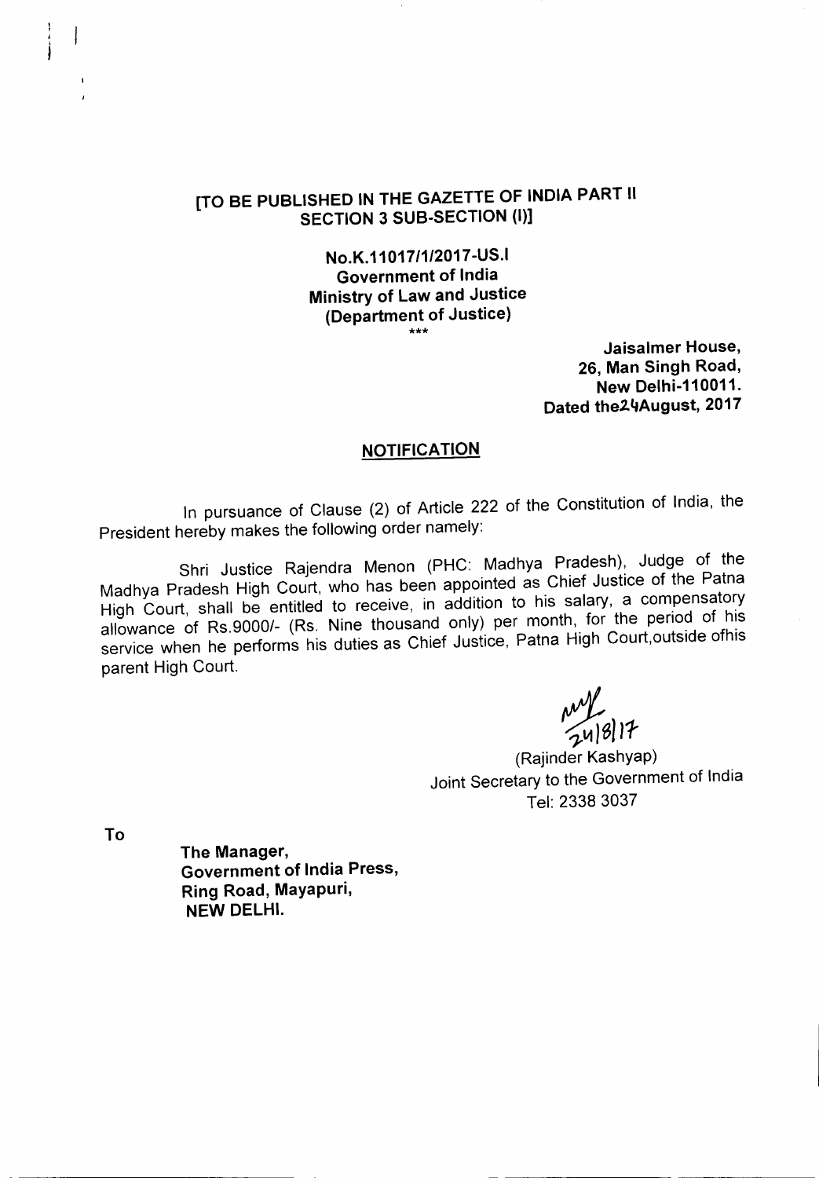**[TO BE PUBLISHED IN THE GAZETTE OF INDIA PART II SECTION 3 SUB-SECTION (I)]**

**No.K.11017/1/2017-US.I**
**Government of India**
**Ministry of Law and Justice**
**(Department of Justice)**
\*\*\*

**Jaisalmer House,**
**26, Man Singh Road,**
**New Delhi-110011.**
**Dated the24August, 2017**

## NOTIFICATION

In pursuance of Clause (2) of Article 222 of the Constitution of India, the President hereby makes the following order namely:

Shri Justice Rajendra Menon (PHC: Madhya Pradesh), Judge of the Madhya Pradesh High Court, who has been appointed as Chief Justice of the Patna High Court, shall be entitled to receive, in addition to his salary, a compensatory allowance of Rs.9000/- (Rs. Nine thousand only) per month, for the period of his service when he performs his duties as Chief Justice, Patna High Court,outside ofhis parent High Court.

24/8/17
(Rajinder Kashyap)
Joint Secretary to the Government of India
Tel: 2338 3037

To

**The Manager,**
**Government of India Press,**
**Ring Road, Mayapuri,**
**NEW DELHI.**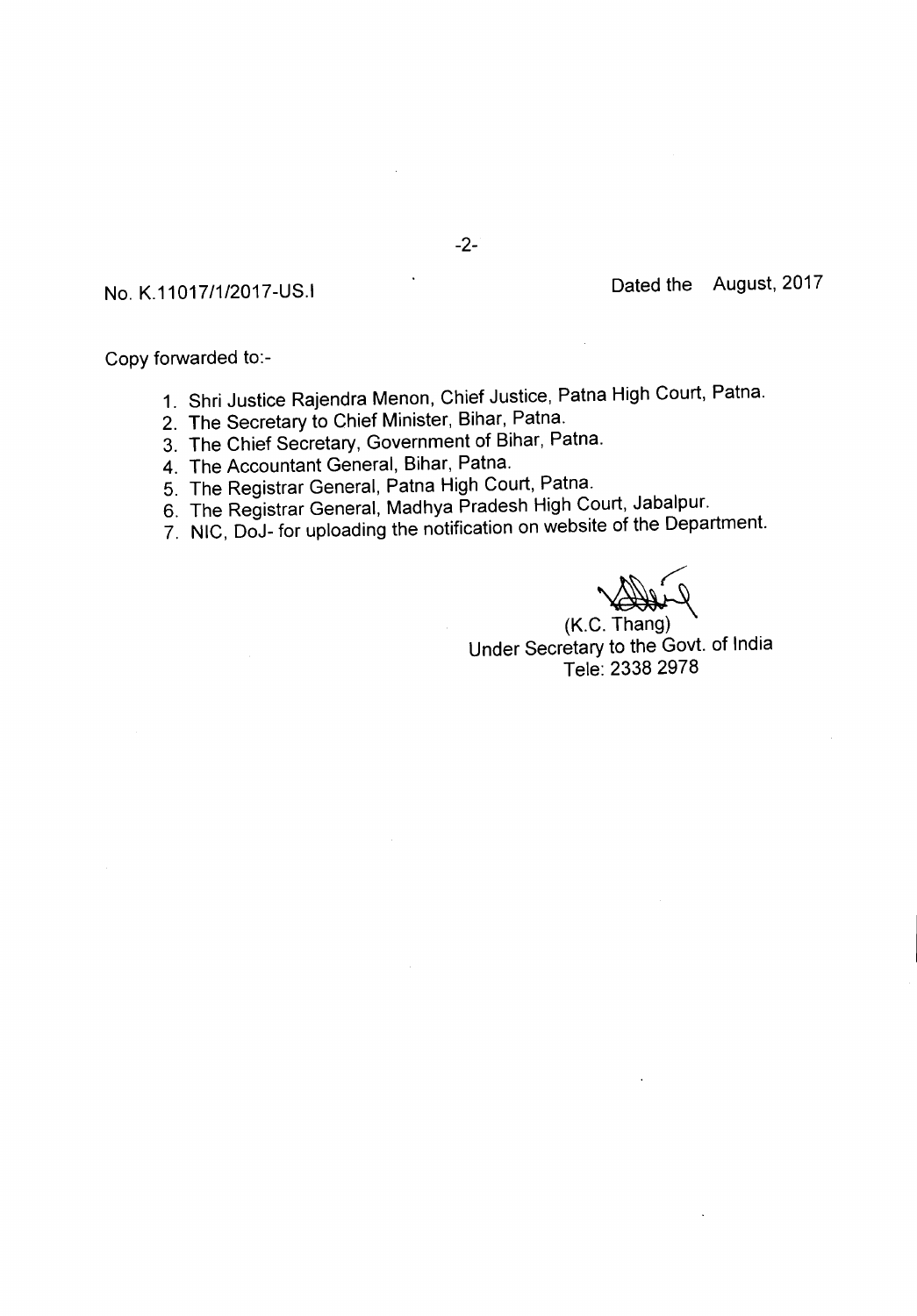No. K.11017/1/2017-US.I Dated the August, 2017

Copy forwarded to:-

1. Shri Justice Rajendra Menon, Chief Justice, Patna High Court, Patna.
2. The Secretary to Chief Minister, Bihar, Patna.
3. The Chief Secretary, Government of Bihar, Patna.
4. The Accountant General, Bihar, Patna.
5. The Registrar General, Patna High Court, Patna.
6. The Registrar General, Madhya Pradesh High Court, Jabalpur.
7. NIC, DoJ- for uploading the notification on website of the Department.

(K.C. Thang)
Under Secretary to the Govt. of India
Tele: 2338 2978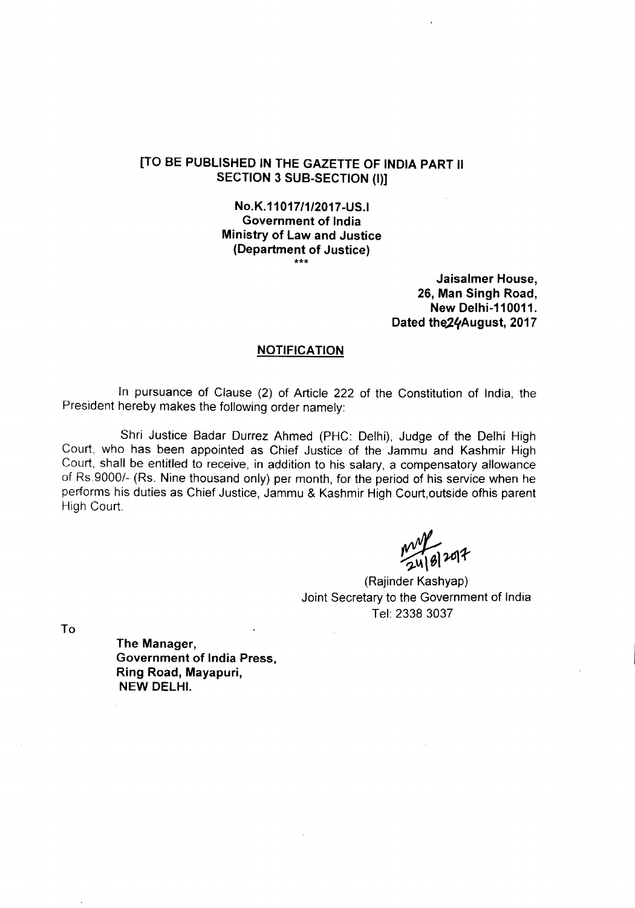**[TO BE PUBLISHED IN THE GAZETTE OF INDIA PART II SECTION 3 SUB-SECTION (I)]**

**No.K.11017/1/2017-US.I**
**Government of India**
**Ministry of Law and Justice**
**(Department of Justice)**
***

**Jaisalmer House,**
**26, Man Singh Road,**
**New Delhi-110011.**
**Dated the 24 August, 2017**

**NOTIFICATION**

In pursuance of Clause (2) of Article 222 of the Constitution of India, the President hereby makes the following order namely:

Shri Justice Badar Durrez Ahmed (PHC: Delhi), Judge of the Delhi High Court, who has been appointed as Chief Justice of the Jammu and Kashmir High Court, shall be entitled to receive, in addition to his salary, a compensatory allowance of Rs.9000/- (Rs. Nine thousand only) per month, for the period of his service when he performs his duties as Chief Justice, Jammu & Kashmir High Court,outside ofhis parent High Court.

24/8/2017

(Rajinder Kashyap)
Joint Secretary to the Government of India
Tel: 2338 3037

To

**The Manager,**
**Government of India Press,**
**Ring Road, Mayapuri,**
**NEW DELHI.**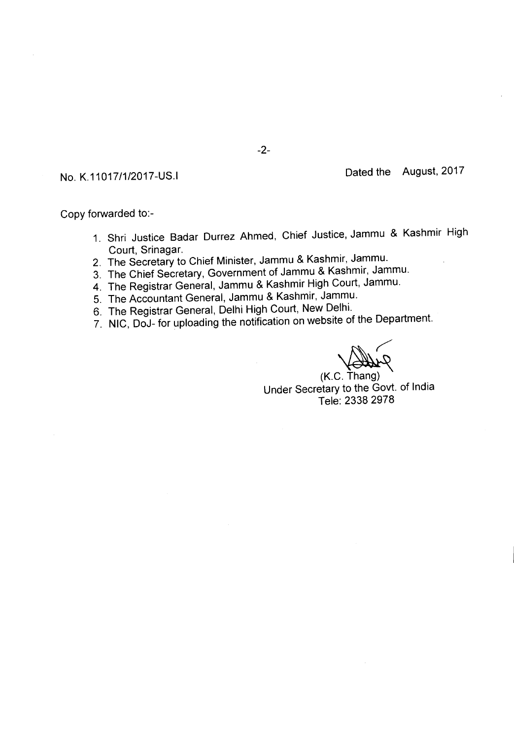No. K.11017/1/2017-US.I

Dated the August, 2017

Copy forwarded to:-

1. Shri Justice Badar Durrez Ahmed, Chief Justice, Jammu & Kashmir High Court, Srinagar.
2. The Secretary to Chief Minister, Jammu & Kashmir, Jammu.
3. The Chief Secretary, Government of Jammu & Kashmir, Jammu.
4. The Registrar General, Jammu & Kashmir High Court, Jammu.
5. The Accountant General, Jammu & Kashmir, Jammu.
6. The Registrar General, Delhi High Court, New Delhi.
7. NIC, DoJ- for uploading the notification on website of the Department.

(K.C. Thang)
Under Secretary to the Govt. of India
Tele: 2338 2978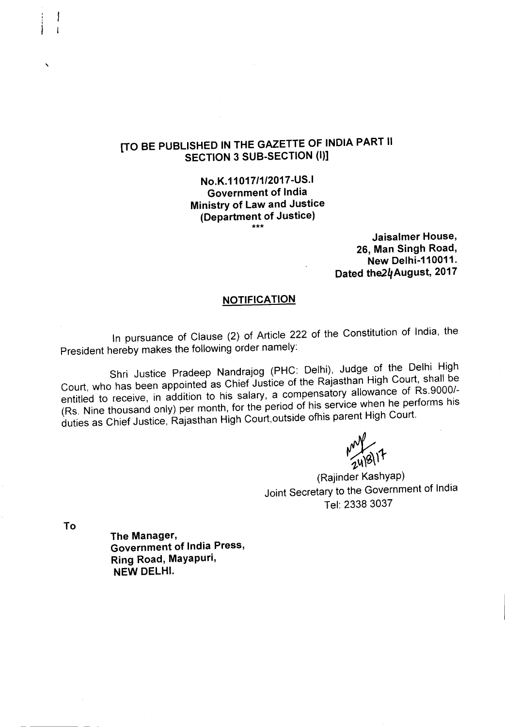**[TO BE PUBLISHED IN THE GAZETTE OF INDIA PART II SECTION 3 SUB-SECTION (I)]**

**No.K.11017/1/2017-US.I**
**Government of India**
**Ministry of Law and Justice**
**(Department of Justice)**
\*\*\*

**Jaisalmer House,**
**26, Man Singh Road,**
**New Delhi-110011.**
**Dated the24August, 2017**

## NOTIFICATION

In pursuance of Clause (2) of Article 222 of the Constitution of India, the President hereby makes the following order namely:

Shri Justice Pradeep Nandrajog (PHC: Delhi), Judge of the Delhi High Court, who has been appointed as Chief Justice of the Rajasthan High Court, shall be entitled to receive, in addition to his salary, a compensatory allowance of Rs.9000/- (Rs. Nine thousand only) per month, for the period of his service when he performs his duties as Chief Justice, Rajasthan High Court,outside ofhis parent High Court.

24/8/17

(Rajinder Kashyap)
Joint Secretary to the Government of India
Tel: 2338 3037

To

**The Manager,**
**Government of India Press,**
**Ring Road, Mayapuri,**
**NEW DELHI.**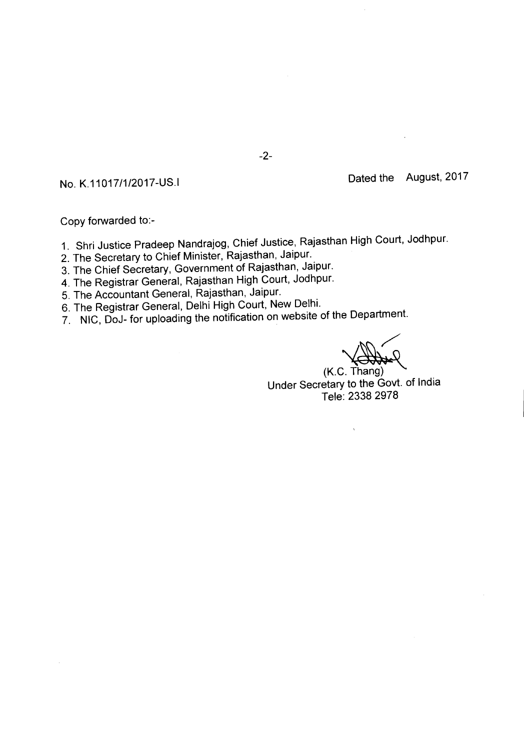No. K.11017/1/2017-US.I

Dated the August, 2017

Copy forwarded to:-

1. Shri Justice Pradeep Nandrajog, Chief Justice, Rajasthan High Court, Jodhpur.
2. The Secretary to Chief Minister, Rajasthan, Jaipur.
3. The Chief Secretary, Government of Rajasthan, Jaipur.
4. The Registrar General, Rajasthan High Court, Jodhpur.
5. The Accountant General, Rajasthan, Jaipur.
6. The Registrar General, Delhi High Court, New Delhi.
7. NIC, DoJ- for uploading the notification on website of the Department.

(K.C. Thang)
Under Secretary to the Govt. of India
Tele: 2338 2978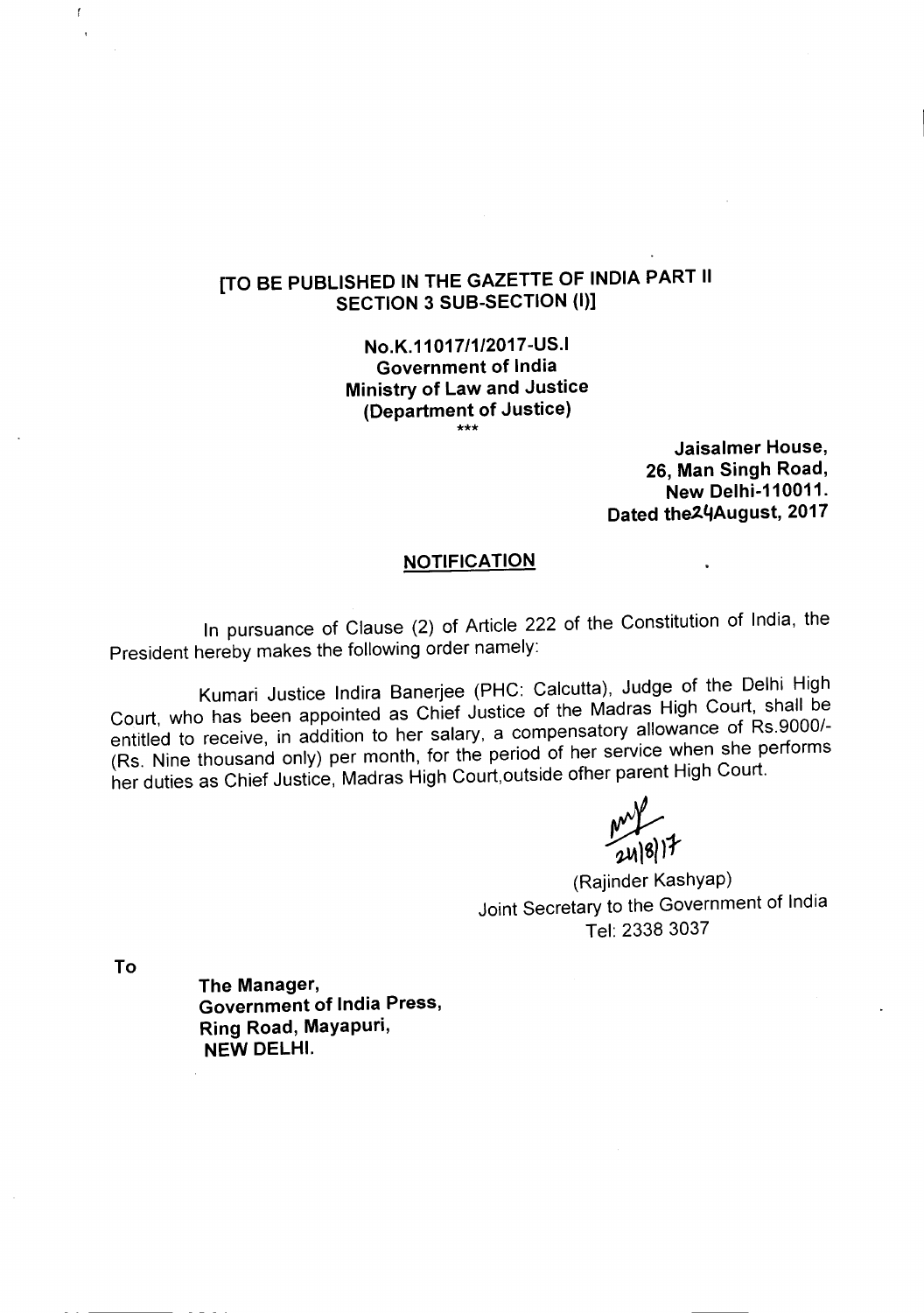**[TO BE PUBLISHED IN THE GAZETTE OF INDIA PART II SECTION 3 SUB-SECTION (I)]**

**No.K.11017/1/2017-US.I**
**Government of India**
**Ministry of Law and Justice**
**(Department of Justice)**

\*\*\*

**Jaisalmer House,**
**26, Man Singh Road,**
**New Delhi-110011.**
**Dated the24August, 2017**

## NOTIFICATION

In pursuance of Clause (2) of Article 222 of the Constitution of India, the President hereby makes the following order namely:

Kumari Justice Indira Banerjee (PHC: Calcutta), Judge of the Delhi High Court, who has been appointed as Chief Justice of the Madras High Court, shall be entitled to receive, in addition to her salary, a compensatory allowance of Rs.9000/- (Rs. Nine thousand only) per month, for the period of her service when she performs her duties as Chief Justice, Madras High Court,outside ofher parent High Court.

24/8/17

(Rajinder Kashyap)
Joint Secretary to the Government of India
Tel: 2338 3037

To

**The Manager,**
**Government of India Press,**
**Ring Road, Mayapuri,**
**NEW DELHI.**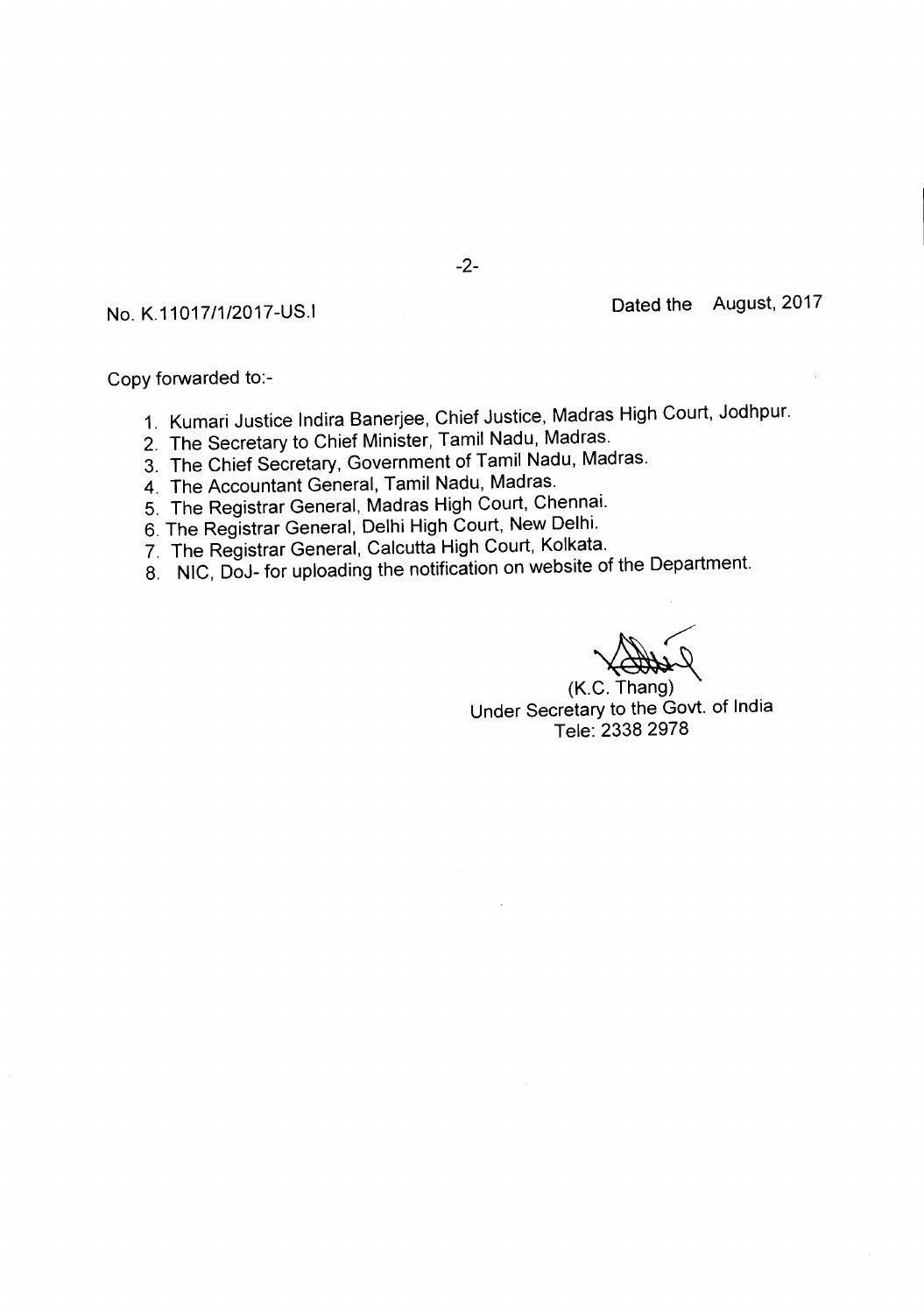No. K.11017/1/2017-US.I Dated the August, 2017

Copy forwarded to:-

1. Kumari Justice Indira Banerjee, Chief Justice, Madras High Court, Jodhpur.
2. The Secretary to Chief Minister, Tamil Nadu, Madras.
3. The Chief Secretary, Government of Tamil Nadu, Madras.
4. The Accountant General, Tamil Nadu, Madras.
5. The Registrar General, Madras High Court, Chennai.
6. The Registrar General, Delhi High Court, New Delhi.
7. The Registrar General, Calcutta High Court, Kolkata.
8. NIC, DoJ- for uploading the notification on website of the Department.

(K.C. Thang)
Under Secretary to the Govt. of India
Tele: 2338 2978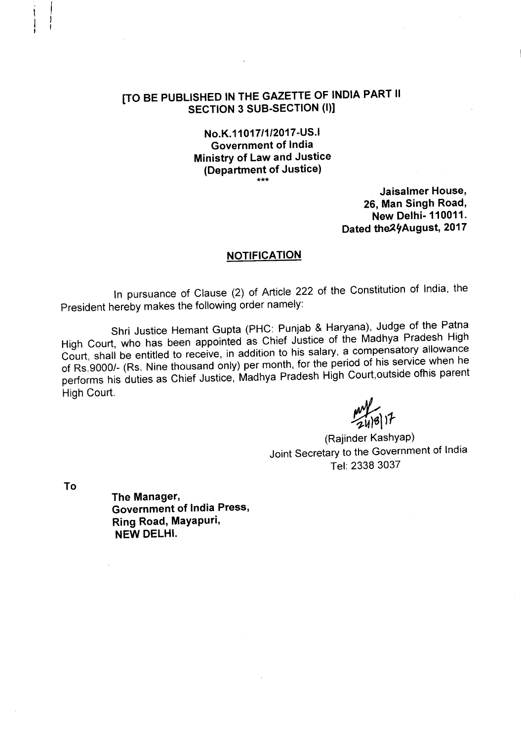**[TO BE PUBLISHED IN THE GAZETTE OF INDIA PART II SECTION 3 SUB-SECTION (I)]**

**No.K.11017/1/2017-US.I**
**Government of India**
**Ministry of Law and Justice**
**(Department of Justice)**

\*\*\*

**Jaisalmer House,**
**26, Man Singh Road,**
**New Delhi- 110011.**
**Dated the24August, 2017**

## NOTIFICATION

In pursuance of Clause (2) of Article 222 of the Constitution of India, the President hereby makes the following order namely:

Shri Justice Hemant Gupta (PHC: Punjab & Haryana), Judge of the Patna High Court, who has been appointed as Chief Justice of the Madhya Pradesh High Court, shall be entitled to receive, in addition to his salary, a compensatory allowance of Rs.9000/- (Rs. Nine thousand only) per month, for the period of his service when he performs his duties as Chief Justice, Madhya Pradesh High Court,outside ofhis parent High Court.

24/8/17

(Rajinder Kashyap)
Joint Secretary to the Government of India
Tel: 2338 3037

To

**The Manager,**
**Government of India Press,**
**Ring Road, Mayapuri,**
**NEW DELHI.**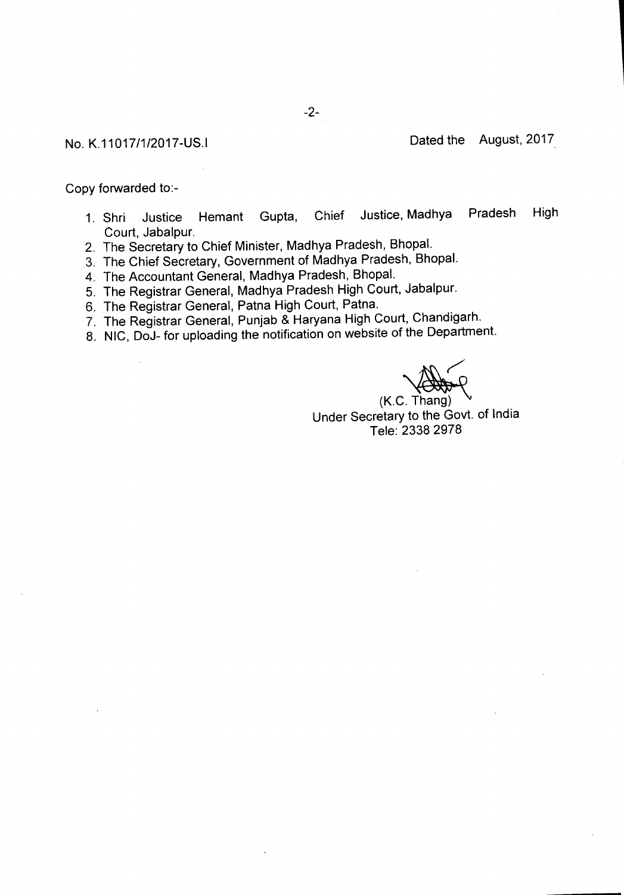No. K.11017/1/2017-US.I

Dated the August, 2017

Copy forwarded to:-

1. Shri Justice Hemant Gupta, Chief Justice, Madhya Pradesh High Court, Jabalpur.
2. The Secretary to Chief Minister, Madhya Pradesh, Bhopal.
3. The Chief Secretary, Government of Madhya Pradesh, Bhopal.
4. The Accountant General, Madhya Pradesh, Bhopal.
5. The Registrar General, Madhya Pradesh High Court, Jabalpur.
6. The Registrar General, Patna High Court, Patna.
7. The Registrar General, Punjab & Haryana High Court, Chandigarh.
8. NIC, DoJ- for uploading the notification on website of the Department.

(K.C. Thang)
Under Secretary to the Govt. of India
Tele: 2338 2978